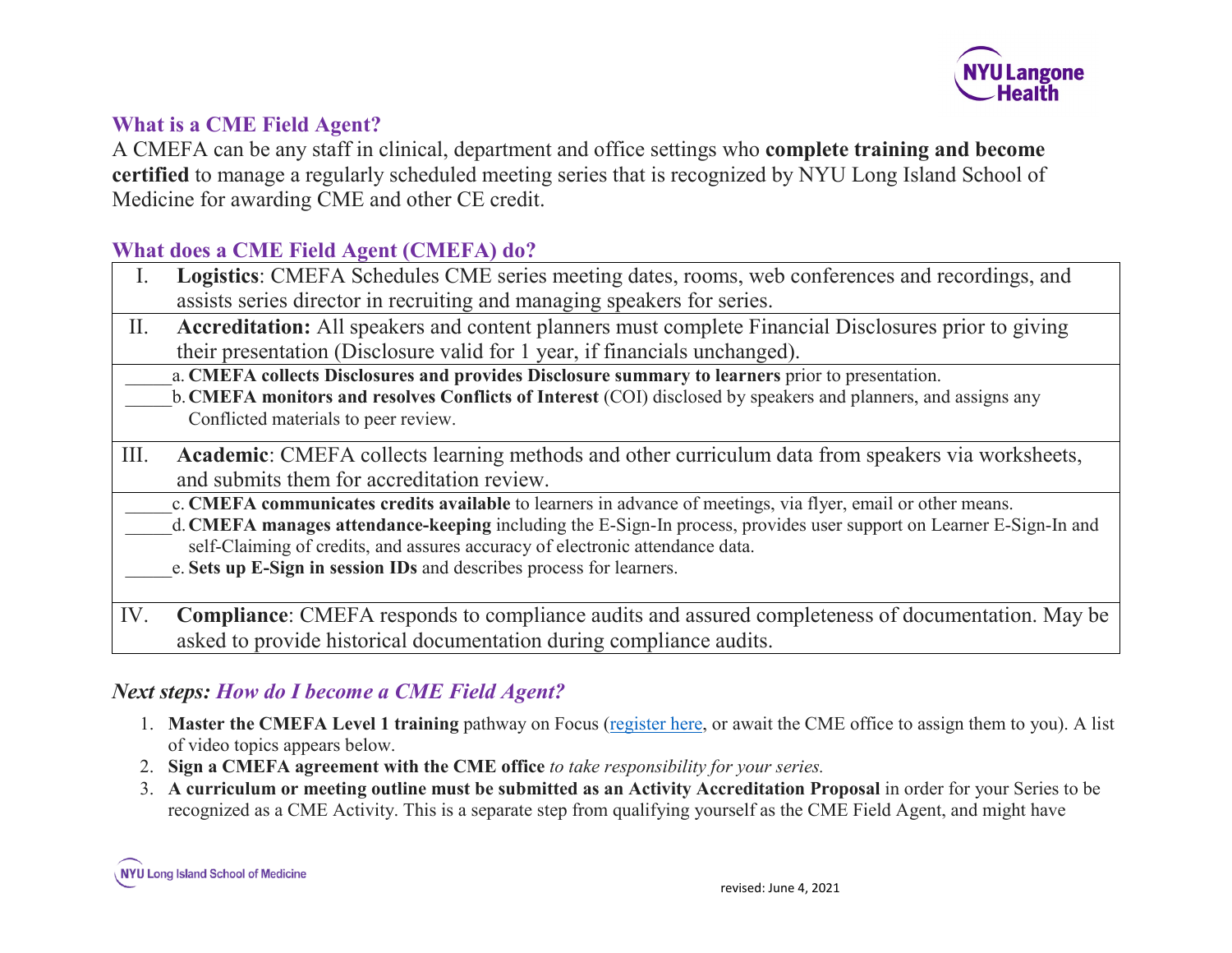## What is a CME Field Agent?

A CMEFA can be any staff in clinical, department and office settings who **complete training and become certified** to manage a regularly scheduled meeting series that is recognized by NYU Long Island School of Medicine for awarding CME and other CE credit.

## What does a CME Field Agent (CMEFA) do?

I. **Logistics**: CMEFA Schedules CME series meeting dates, rooms, web conferences and recordings, and assists series director in recruiting and managing speakers for series.

II. **Accreditation:** All speakers and content planners must complete Financial Disclosures prior to giving their presentation (Disclosure valid for 1 year, if financials unchanged).

_____a. **CMEFA collects Disclosures and provides Disclosure summary to learners** prior to presentation.
_____b. **CMEFA monitors and resolves Conflicts of Interest** (COI) disclosed by speakers and planners, and assigns any Conflicted materials to peer review.

III. **Academic**: CMEFA collects learning methods and other curriculum data from speakers via worksheets, and submits them for accreditation review.

_____c. **CMEFA communicates credits available** to learners in advance of meetings, via flyer, email or other means.
_____d. **CMEFA manages attendance-keeping** including the E-Sign-In process, provides user support on Learner E-Sign-In and self-Claiming of credits, and assures accuracy of electronic attendance data.
_____e. **Sets up E-Sign in session IDs** and describes process for learners.

IV. **Compliance**: CMEFA responds to compliance audits and assured completeness of documentation. May be asked to provide historical documentation during compliance audits.

## *Next steps: How do I become a CME Field Agent?*

1. **Master the CMEFA Level 1 training** pathway on Focus (register here, or await the CME office to assign them to you). A list of video topics appears below.
2. **Sign a CMEFA agreement with the CME office** *to take responsibility for your series.*
3. **A curriculum or meeting outline must be submitted as an Activity Accreditation Proposal** in order for your Series to be recognized as a CME Activity. This is a separate step from qualifying yourself as the CME Field Agent, and might have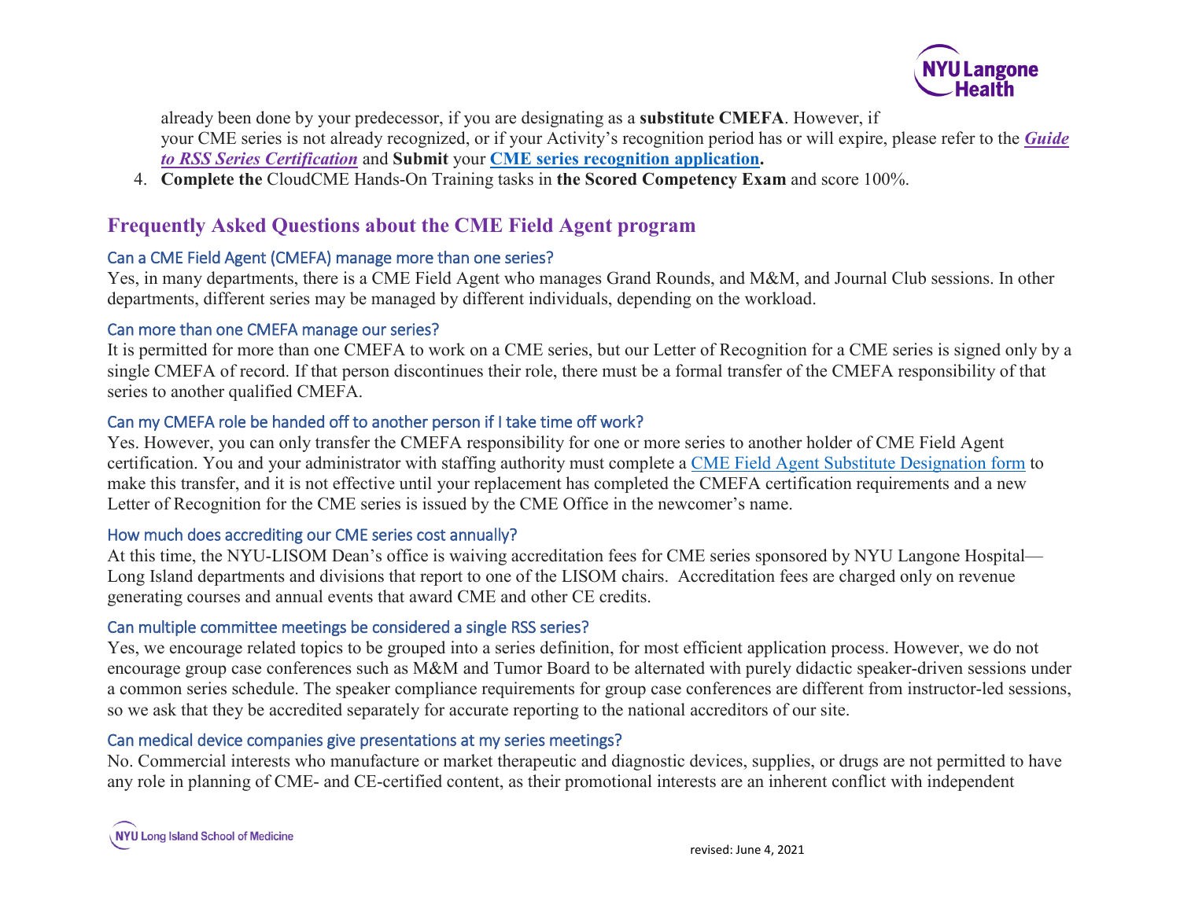already been done by your predecessor, if you are designating as a **substitute CMEFA**. However, if your CME series is not already recognized, or if your Activity's recognition period has or will expire, please refer to the ***Guide to RSS Series Certification*** and **Submit** your **CME series recognition application.**

4. **Complete the** CloudCME Hands-On Training tasks in **the Scored Competency Exam** and score 100%.

## Frequently Asked Questions about the CME Field Agent program

### Can a CME Field Agent (CMEFA) manage more than one series?

Yes, in many departments, there is a CME Field Agent who manages Grand Rounds, and M&M, and Journal Club sessions. In other departments, different series may be managed by different individuals, depending on the workload.

### Can more than one CMEFA manage our series?

It is permitted for more than one CMEFA to work on a CME series, but our Letter of Recognition for a CME series is signed only by a single CMEFA of record. If that person discontinues their role, there must be a formal transfer of the CMEFA responsibility of that series to another qualified CMEFA.

### Can my CMEFA role be handed off to another person if I take time off work?

Yes. However, you can only transfer the CMEFA responsibility for one or more series to another holder of CME Field Agent certification. You and your administrator with staffing authority must complete a CME Field Agent Substitute Designation form to make this transfer, and it is not effective until your replacement has completed the CMEFA certification requirements and a new Letter of Recognition for the CME series is issued by the CME Office in the newcomer's name.

### How much does accrediting our CME series cost annually?

At this time, the NYU-LISOM Dean's office is waiving accreditation fees for CME series sponsored by NYU Langone Hospital—Long Island departments and divisions that report to one of the LISOM chairs. Accreditation fees are charged only on revenue generating courses and annual events that award CME and other CE credits.

### Can multiple committee meetings be considered a single RSS series?

Yes, we encourage related topics to be grouped into a series definition, for most efficient application process. However, we do not encourage group case conferences such as M&M and Tumor Board to be alternated with purely didactic speaker-driven sessions under a common series schedule. The speaker compliance requirements for group case conferences are different from instructor-led sessions, so we ask that they be accredited separately for accurate reporting to the national accreditors of our site.

### Can medical device companies give presentations at my series meetings?

No. Commercial interests who manufacture or market therapeutic and diagnostic devices, supplies, or drugs are not permitted to have any role in planning of CME- and CE-certified content, as their promotional interests are an inherent conflict with independent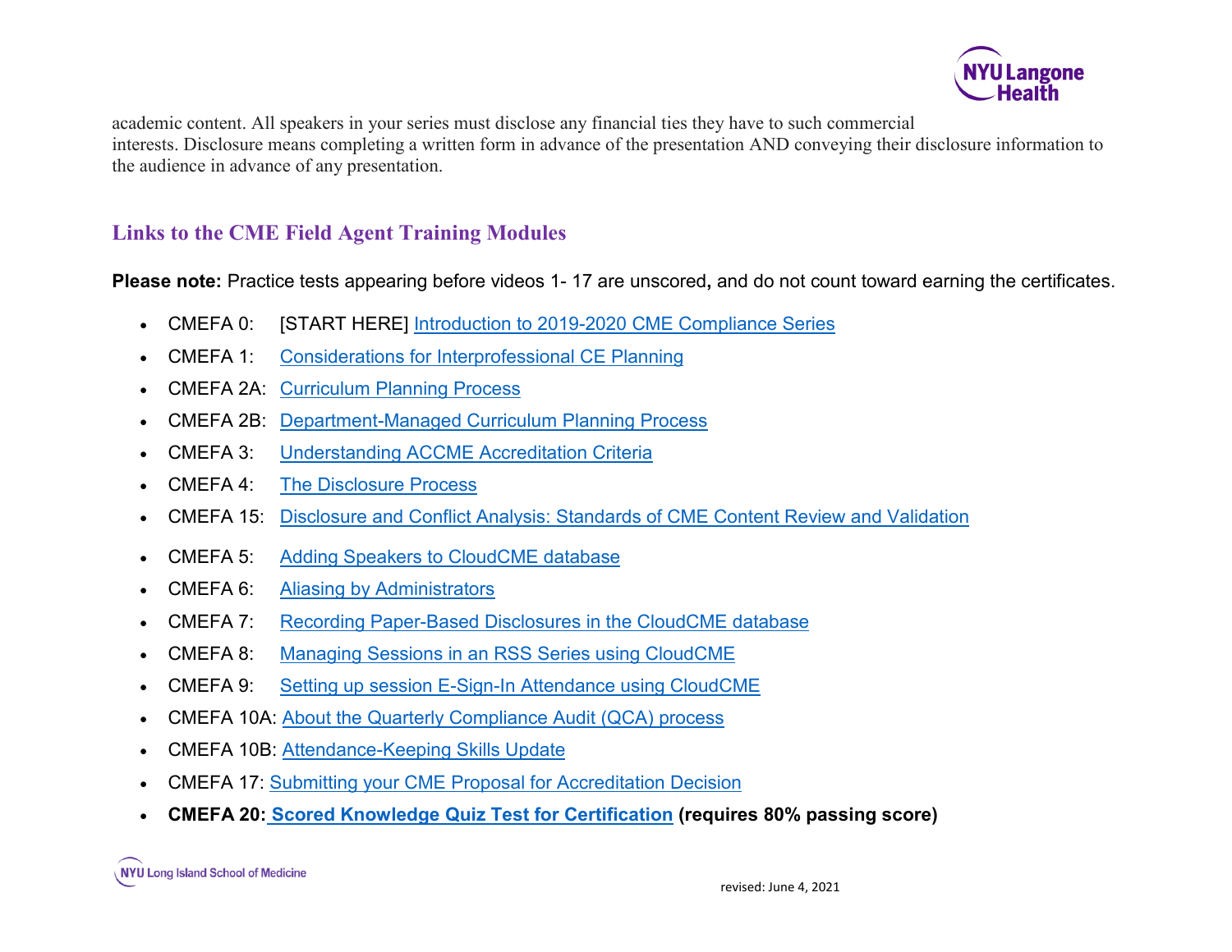academic content. All speakers in your series must disclose any financial ties they have to such commercial interests. Disclosure means completing a written form in advance of the presentation AND conveying their disclosure information to the audience in advance of any presentation.

## Links to the CME Field Agent Training Modules

**Please note:** Practice tests appearing before videos 1- 17 are unscored, and do not count toward earning the certificates.

- CMEFA 0: [START HERE] Introduction to 2019-2020 CME Compliance Series
- CMEFA 1: Considerations for Interprofessional CE Planning
- CMEFA 2A: Curriculum Planning Process
- CMEFA 2B: Department-Managed Curriculum Planning Process
- CMEFA 3: Understanding ACCME Accreditation Criteria
- CMEFA 4: The Disclosure Process
- CMEFA 15: Disclosure and Conflict Analysis: Standards of CME Content Review and Validation
- CMEFA 5: Adding Speakers to CloudCME database
- CMEFA 6: Aliasing by Administrators
- CMEFA 7: Recording Paper-Based Disclosures in the CloudCME database
- CMEFA 8: Managing Sessions in an RSS Series using CloudCME
- CMEFA 9: Setting up session E-Sign-In Attendance using CloudCME
- CMEFA 10A: About the Quarterly Compliance Audit (QCA) process
- CMEFA 10B: Attendance-Keeping Skills Update
- CMEFA 17: Submitting your CME Proposal for Accreditation Decision
- **CMEFA 20: Scored Knowledge Quiz Test for Certification (requires 80% passing score)**

revised: June 4, 2021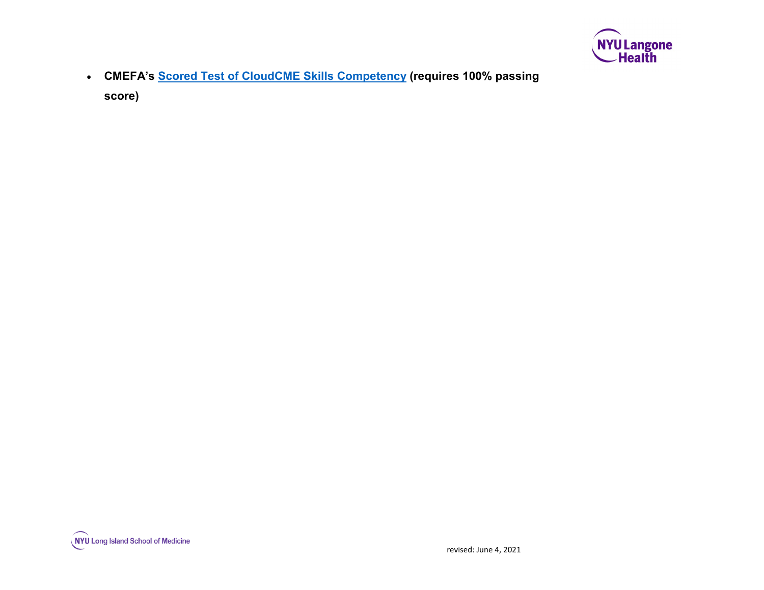- **CMEFA's Scored Test of CloudCME Skills Competency (requires 100% passing score)**